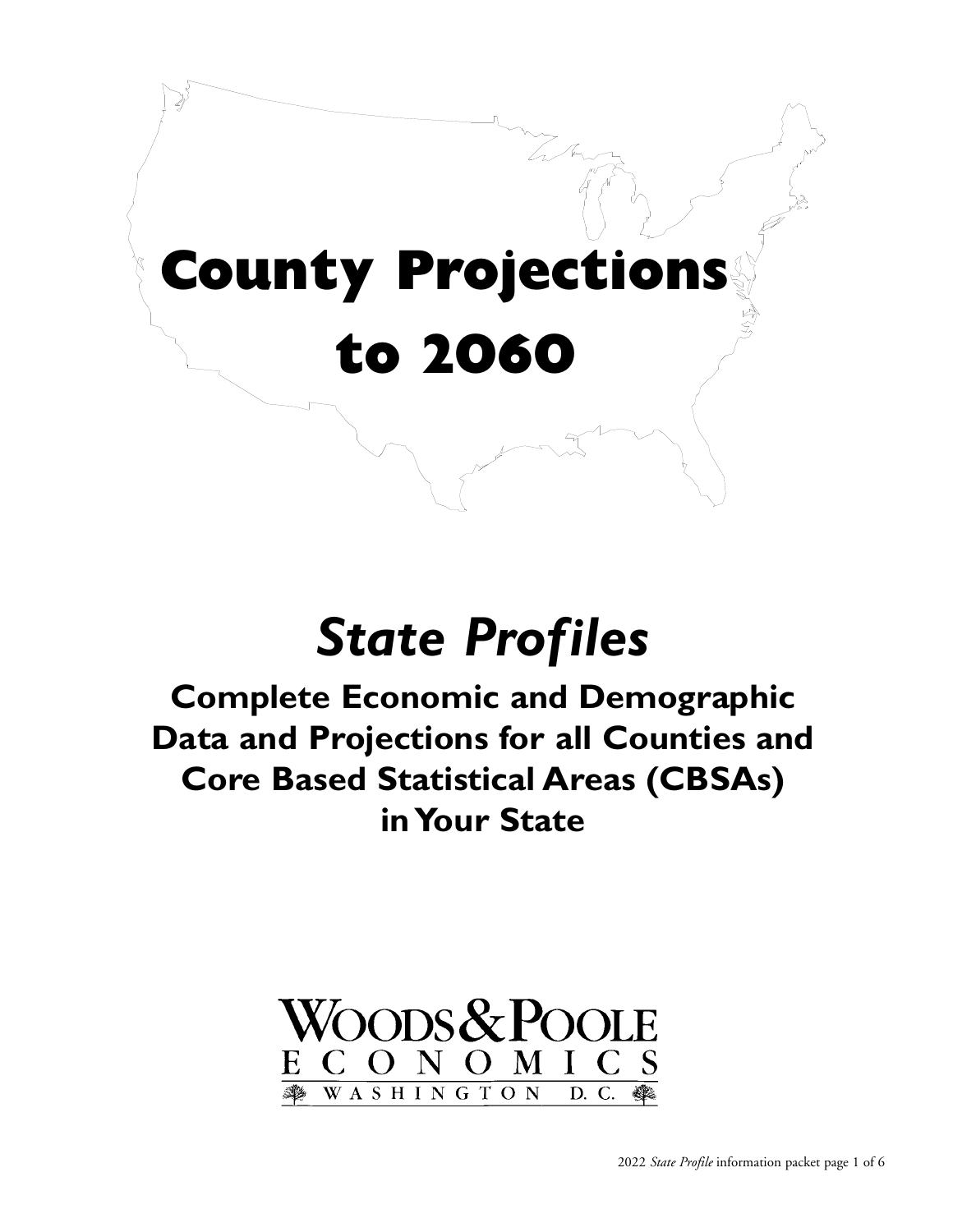# County Projections to 2060

## *State Profiles*

### Complete Economic and Demographic Data and Projections for all Counties and Core Based Statistical Areas (CBSAs) in Your State

WOODS & POOLE ECONOMICS

WASHINGTON D.C.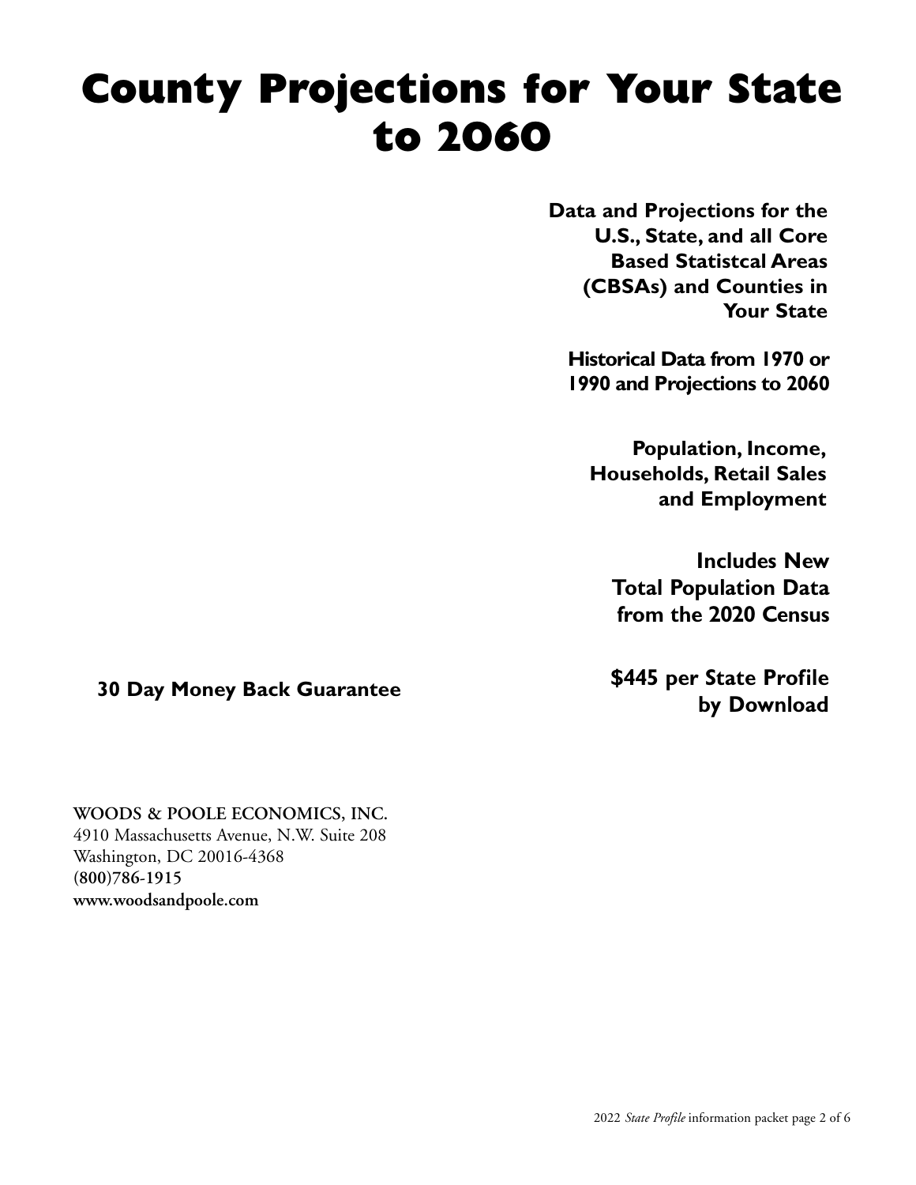# County Projections for Your State to 2060

**Data and Projections for the U.S., State, and all Core Based Statistcal Areas (CBSAs) and Counties in Your State**

**Historical Data from 1970 or 1990 and Projections to 2060**

**Population, Income, Households, Retail Sales and Employment**

**Includes New Total Population Data from the 2020 Census**

**30 Day Money Back Guarantee**

**$445 per State Profile by Download**

WOODS & POOLE ECONOMICS, INC.
4910 Massachusetts Avenue, N.W. Suite 208
Washington, DC 20016-4368
**(800)786-1915**
**www.woodsandpoole.com**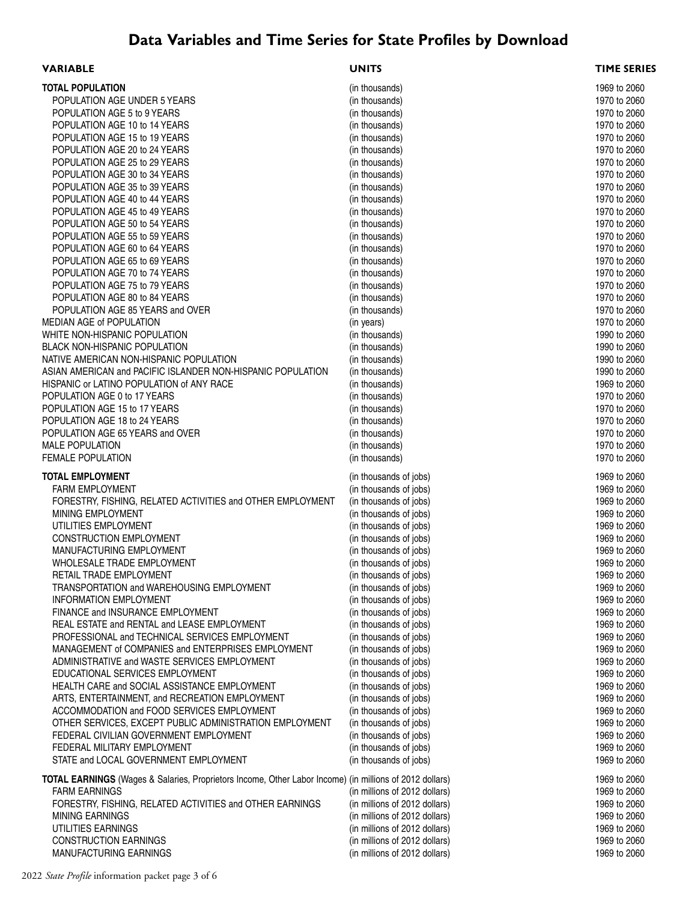# Data Variables and Time Series for State Profiles by Download

| VARIABLE | UNITS | TIME SERIES |
|---|---|---|
| **TOTAL POPULATION** | (in thousands) | 1969 to 2060 |
| POPULATION AGE UNDER 5 YEARS | (in thousands) | 1970 to 2060 |
| POPULATION AGE 5 to 9 YEARS | (in thousands) | 1970 to 2060 |
| POPULATION AGE 10 to 14 YEARS | (in thousands) | 1970 to 2060 |
| POPULATION AGE 15 to 19 YEARS | (in thousands) | 1970 to 2060 |
| POPULATION AGE 20 to 24 YEARS | (in thousands) | 1970 to 2060 |
| POPULATION AGE 25 to 29 YEARS | (in thousands) | 1970 to 2060 |
| POPULATION AGE 30 to 34 YEARS | (in thousands) | 1970 to 2060 |
| POPULATION AGE 35 to 39 YEARS | (in thousands) | 1970 to 2060 |
| POPULATION AGE 40 to 44 YEARS | (in thousands) | 1970 to 2060 |
| POPULATION AGE 45 to 49 YEARS | (in thousands) | 1970 to 2060 |
| POPULATION AGE 50 to 54 YEARS | (in thousands) | 1970 to 2060 |
| POPULATION AGE 55 to 59 YEARS | (in thousands) | 1970 to 2060 |
| POPULATION AGE 60 to 64 YEARS | (in thousands) | 1970 to 2060 |
| POPULATION AGE 65 to 69 YEARS | (in thousands) | 1970 to 2060 |
| POPULATION AGE 70 to 74 YEARS | (in thousands) | 1970 to 2060 |
| POPULATION AGE 75 to 79 YEARS | (in thousands) | 1970 to 2060 |
| POPULATION AGE 80 to 84 YEARS | (in thousands) | 1970 to 2060 |
| POPULATION AGE 85 YEARS and OVER | (in thousands) | 1970 to 2060 |
| MEDIAN AGE of POPULATION | (in years) | 1970 to 2060 |
| WHITE NON-HISPANIC POPULATION | (in thousands) | 1990 to 2060 |
| BLACK NON-HISPANIC POPULATION | (in thousands) | 1990 to 2060 |
| NATIVE AMERICAN NON-HISPANIC POPULATION | (in thousands) | 1990 to 2060 |
| ASIAN AMERICAN and PACIFIC ISLANDER NON-HISPANIC POPULATION | (in thousands) | 1990 to 2060 |
| HISPANIC or LATINO POPULATION of ANY RACE | (in thousands) | 1969 to 2060 |
| POPULATION AGE 0 to 17 YEARS | (in thousands) | 1970 to 2060 |
| POPULATION AGE 15 to 17 YEARS | (in thousands) | 1970 to 2060 |
| POPULATION AGE 18 to 24 YEARS | (in thousands) | 1970 to 2060 |
| POPULATION AGE 65 YEARS and OVER | (in thousands) | 1970 to 2060 |
| MALE POPULATION | (in thousands) | 1970 to 2060 |
| FEMALE POPULATION | (in thousands) | 1970 to 2060 |
| **TOTAL EMPLOYMENT** | (in thousands of jobs) | 1969 to 2060 |
| FARM EMPLOYMENT | (in thousands of jobs) | 1969 to 2060 |
| FORESTRY, FISHING, RELATED ACTIVITIES and OTHER EMPLOYMENT | (in thousands of jobs) | 1969 to 2060 |
| MINING EMPLOYMENT | (in thousands of jobs) | 1969 to 2060 |
| UTILITIES EMPLOYMENT | (in thousands of jobs) | 1969 to 2060 |
| CONSTRUCTION EMPLOYMENT | (in thousands of jobs) | 1969 to 2060 |
| MANUFACTURING EMPLOYMENT | (in thousands of jobs) | 1969 to 2060 |
| WHOLESALE TRADE EMPLOYMENT | (in thousands of jobs) | 1969 to 2060 |
| RETAIL TRADE EMPLOYMENT | (in thousands of jobs) | 1969 to 2060 |
| TRANSPORTATION and WAREHOUSING EMPLOYMENT | (in thousands of jobs) | 1969 to 2060 |
| INFORMATION EMPLOYMENT | (in thousands of jobs) | 1969 to 2060 |
| FINANCE and INSURANCE EMPLOYMENT | (in thousands of jobs) | 1969 to 2060 |
| REAL ESTATE and RENTAL and LEASE EMPLOYMENT | (in thousands of jobs) | 1969 to 2060 |
| PROFESSIONAL and TECHNICAL SERVICES EMPLOYMENT | (in thousands of jobs) | 1969 to 2060 |
| MANAGEMENT of COMPANIES and ENTERPRISES EMPLOYMENT | (in thousands of jobs) | 1969 to 2060 |
| ADMINISTRATIVE and WASTE SERVICES EMPLOYMENT | (in thousands of jobs) | 1969 to 2060 |
| EDUCATIONAL SERVICES EMPLOYMENT | (in thousands of jobs) | 1969 to 2060 |
| HEALTH CARE and SOCIAL ASSISTANCE EMPLOYMENT | (in thousands of jobs) | 1969 to 2060 |
| ARTS, ENTERTAINMENT, and RECREATION EMPLOYMENT | (in thousands of jobs) | 1969 to 2060 |
| ACCOMMODATION and FOOD SERVICES EMPLOYMENT | (in thousands of jobs) | 1969 to 2060 |
| OTHER SERVICES, EXCEPT PUBLIC ADMINISTRATION EMPLOYMENT | (in thousands of jobs) | 1969 to 2060 |
| FEDERAL CIVILIAN GOVERNMENT EMPLOYMENT | (in thousands of jobs) | 1969 to 2060 |
| FEDERAL MILITARY EMPLOYMENT | (in thousands of jobs) | 1969 to 2060 |
| STATE and LOCAL GOVERNMENT EMPLOYMENT | (in thousands of jobs) | 1969 to 2060 |
| **TOTAL EARNINGS** (Wages & Salaries, Proprietors Income, Other Labor Income) | (in millions of 2012 dollars) | 1969 to 2060 |
| FARM EARNINGS | (in millions of 2012 dollars) | 1969 to 2060 |
| FORESTRY, FISHING, RELATED ACTIVITIES and OTHER EARNINGS | (in millions of 2012 dollars) | 1969 to 2060 |
| MINING EARNINGS | (in millions of 2012 dollars) | 1969 to 2060 |
| UTILITIES EARNINGS | (in millions of 2012 dollars) | 1969 to 2060 |
| CONSTRUCTION EARNINGS | (in millions of 2012 dollars) | 1969 to 2060 |
| MANUFACTURING EARNINGS | (in millions of 2012 dollars) | 1969 to 2060 |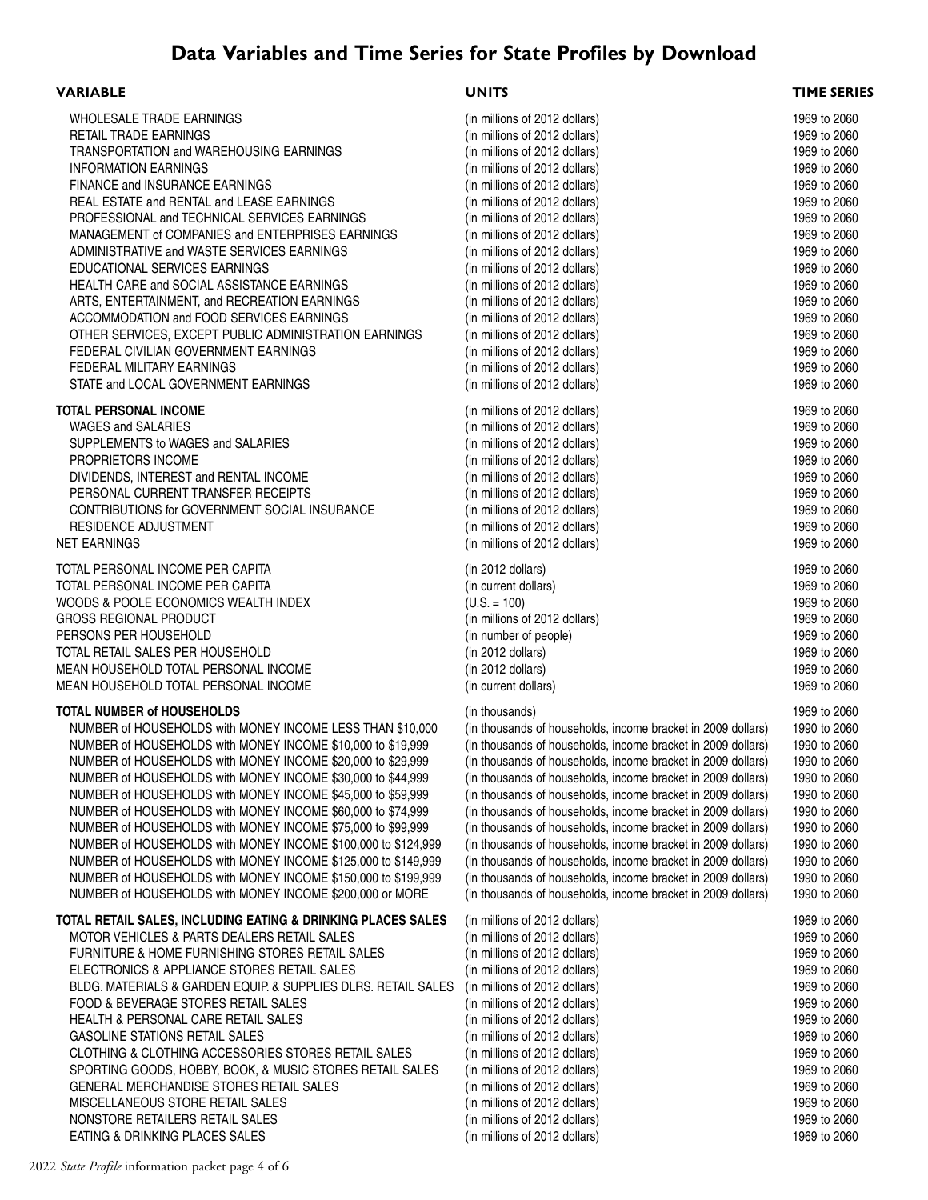# Data Variables and Time Series for State Profiles by Download

| VARIABLE | UNITS | TIME SERIES |
|---|---|---|
| WHOLESALE TRADE EARNINGS | (in millions of 2012 dollars) | 1969 to 2060 |
| RETAIL TRADE EARNINGS | (in millions of 2012 dollars) | 1969 to 2060 |
| TRANSPORTATION and WAREHOUSING EARNINGS | (in millions of 2012 dollars) | 1969 to 2060 |
| INFORMATION EARNINGS | (in millions of 2012 dollars) | 1969 to 2060 |
| FINANCE and INSURANCE EARNINGS | (in millions of 2012 dollars) | 1969 to 2060 |
| REAL ESTATE and RENTAL and LEASE EARNINGS | (in millions of 2012 dollars) | 1969 to 2060 |
| PROFESSIONAL and TECHNICAL SERVICES EARNINGS | (in millions of 2012 dollars) | 1969 to 2060 |
| MANAGEMENT of COMPANIES and ENTERPRISES EARNINGS | (in millions of 2012 dollars) | 1969 to 2060 |
| ADMINISTRATIVE and WASTE SERVICES EARNINGS | (in millions of 2012 dollars) | 1969 to 2060 |
| EDUCATIONAL SERVICES EARNINGS | (in millions of 2012 dollars) | 1969 to 2060 |
| HEALTH CARE and SOCIAL ASSISTANCE EARNINGS | (in millions of 2012 dollars) | 1969 to 2060 |
| ARTS, ENTERTAINMENT, and RECREATION EARNINGS | (in millions of 2012 dollars) | 1969 to 2060 |
| ACCOMMODATION and FOOD SERVICES EARNINGS | (in millions of 2012 dollars) | 1969 to 2060 |
| OTHER SERVICES, EXCEPT PUBLIC ADMINISTRATION EARNINGS | (in millions of 2012 dollars) | 1969 to 2060 |
| FEDERAL CIVILIAN GOVERNMENT EARNINGS | (in millions of 2012 dollars) | 1969 to 2060 |
| FEDERAL MILITARY EARNINGS | (in millions of 2012 dollars) | 1969 to 2060 |
| STATE and LOCAL GOVERNMENT EARNINGS | (in millions of 2012 dollars) | 1969 to 2060 |
| **TOTAL PERSONAL INCOME** | (in millions of 2012 dollars) | 1969 to 2060 |
| WAGES and SALARIES | (in millions of 2012 dollars) | 1969 to 2060 |
| SUPPLEMENTS to WAGES and SALARIES | (in millions of 2012 dollars) | 1969 to 2060 |
| PROPRIETORS INCOME | (in millions of 2012 dollars) | 1969 to 2060 |
| DIVIDENDS, INTEREST and RENTAL INCOME | (in millions of 2012 dollars) | 1969 to 2060 |
| PERSONAL CURRENT TRANSFER RECEIPTS | (in millions of 2012 dollars) | 1969 to 2060 |
| CONTRIBUTIONS for GOVERNMENT SOCIAL INSURANCE | (in millions of 2012 dollars) | 1969 to 2060 |
| RESIDENCE ADJUSTMENT | (in millions of 2012 dollars) | 1969 to 2060 |
| NET EARNINGS | (in millions of 2012 dollars) | 1969 to 2060 |
| TOTAL PERSONAL INCOME PER CAPITA | (in 2012 dollars) | 1969 to 2060 |
| TOTAL PERSONAL INCOME PER CAPITA | (in current dollars) | 1969 to 2060 |
| WOODS & POOLE ECONOMICS WEALTH INDEX | (U.S. = 100) | 1969 to 2060 |
| GROSS REGIONAL PRODUCT | (in millions of 2012 dollars) | 1969 to 2060 |
| PERSONS PER HOUSEHOLD | (in number of people) | 1969 to 2060 |
| TOTAL RETAIL SALES PER HOUSEHOLD | (in 2012 dollars) | 1969 to 2060 |
| MEAN HOUSEHOLD TOTAL PERSONAL INCOME | (in 2012 dollars) | 1969 to 2060 |
| MEAN HOUSEHOLD TOTAL PERSONAL INCOME | (in current dollars) | 1969 to 2060 |
| **TOTAL NUMBER of HOUSEHOLDS** | (in thousands) | 1969 to 2060 |
| NUMBER of HOUSEHOLDS with MONEY INCOME LESS THAN $10,000 | (in thousands of households, income bracket in 2009 dollars) | 1990 to 2060 |
| NUMBER of HOUSEHOLDS with MONEY INCOME $10,000 to $19,999 | (in thousands of households, income bracket in 2009 dollars) | 1990 to 2060 |
| NUMBER of HOUSEHOLDS with MONEY INCOME $20,000 to $29,999 | (in thousands of households, income bracket in 2009 dollars) | 1990 to 2060 |
| NUMBER of HOUSEHOLDS with MONEY INCOME $30,000 to $44,999 | (in thousands of households, income bracket in 2009 dollars) | 1990 to 2060 |
| NUMBER of HOUSEHOLDS with MONEY INCOME $45,000 to $59,999 | (in thousands of households, income bracket in 2009 dollars) | 1990 to 2060 |
| NUMBER of HOUSEHOLDS with MONEY INCOME $60,000 to $74,999 | (in thousands of households, income bracket in 2009 dollars) | 1990 to 2060 |
| NUMBER of HOUSEHOLDS with MONEY INCOME $75,000 to $99,999 | (in thousands of households, income bracket in 2009 dollars) | 1990 to 2060 |
| NUMBER of HOUSEHOLDS with MONEY INCOME $100,000 to $124,999 | (in thousands of households, income bracket in 2009 dollars) | 1990 to 2060 |
| NUMBER of HOUSEHOLDS with MONEY INCOME $125,000 to $149,999 | (in thousands of households, income bracket in 2009 dollars) | 1990 to 2060 |
| NUMBER of HOUSEHOLDS with MONEY INCOME $150,000 to $199,999 | (in thousands of households, income bracket in 2009 dollars) | 1990 to 2060 |
| NUMBER of HOUSEHOLDS with MONEY INCOME $200,000 or MORE | (in thousands of households, income bracket in 2009 dollars) | 1990 to 2060 |
| **TOTAL RETAIL SALES, INCLUDING EATING & DRINKING PLACES SALES** | (in millions of 2012 dollars) | 1969 to 2060 |
| MOTOR VEHICLES & PARTS DEALERS RETAIL SALES | (in millions of 2012 dollars) | 1969 to 2060 |
| FURNITURE & HOME FURNISHING STORES RETAIL SALES | (in millions of 2012 dollars) | 1969 to 2060 |
| ELECTRONICS & APPLIANCE STORES RETAIL SALES | (in millions of 2012 dollars) | 1969 to 2060 |
| BLDG. MATERIALS & GARDEN EQUIP. & SUPPLIES DLRS. RETAIL SALES | (in millions of 2012 dollars) | 1969 to 2060 |
| FOOD & BEVERAGE STORES RETAIL SALES | (in millions of 2012 dollars) | 1969 to 2060 |
| HEALTH & PERSONAL CARE RETAIL SALES | (in millions of 2012 dollars) | 1969 to 2060 |
| GASOLINE STATIONS RETAIL SALES | (in millions of 2012 dollars) | 1969 to 2060 |
| CLOTHING & CLOTHING ACCESSORIES STORES RETAIL SALES | (in millions of 2012 dollars) | 1969 to 2060 |
| SPORTING GOODS, HOBBY, BOOK, & MUSIC STORES RETAIL SALES | (in millions of 2012 dollars) | 1969 to 2060 |
| GENERAL MERCHANDISE STORES RETAIL SALES | (in millions of 2012 dollars) | 1969 to 2060 |
| MISCELLANEOUS STORE RETAIL SALES | (in millions of 2012 dollars) | 1969 to 2060 |
| NONSTORE RETAILERS RETAIL SALES | (in millions of 2012 dollars) | 1969 to 2060 |
| EATING & DRINKING PLACES SALES | (in millions of 2012 dollars) | 1969 to 2060 |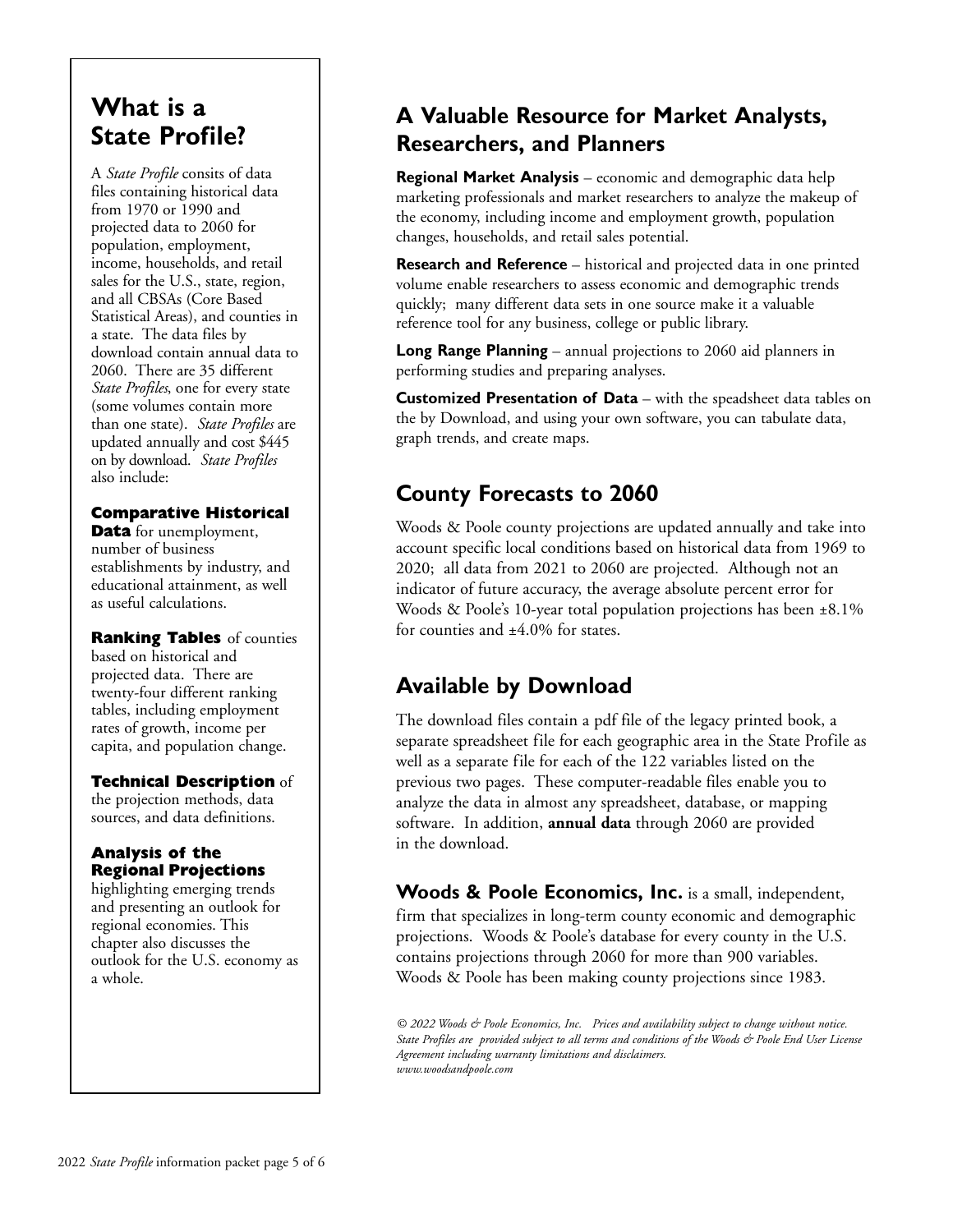## What is a State Profile?

A *State Profile* consits of data files containing historical data from 1970 or 1990 and projected data to 2060 for population, employment, income, households, and retail sales for the U.S., state, region, and all CBSAs (Core Based Statistical Areas), and counties in a state. The data files by download contain annual data to 2060. There are 35 different *State Profiles*, one for every state (some volumes contain more than one state). *State Profiles* are updated annually and cost $445 on by download. *State Profiles* also include:

**Comparative Historical Data** for unemployment, number of business establishments by industry, and educational attainment, as well as useful calculations.

**Ranking Tables** of counties based on historical and projected data. There are twenty-four different ranking tables, including employment rates of growth, income per capita, and population change.

**Technical Description** of the projection methods, data sources, and data definitions.

**Analysis of the Regional Projections** highlighting emerging trends and presenting an outlook for regional economies. This chapter also discusses the outlook for the U.S. economy as a whole.

## A Valuable Resource for Market Analysts, Researchers, and Planners

**Regional Market Analysis** – economic and demographic data help marketing professionals and market researchers to analyze the makeup of the economy, including income and employment growth, population changes, households, and retail sales potential.

**Research and Reference** – historical and projected data in one printed volume enable researchers to assess economic and demographic trends quickly; many different data sets in one source make it a valuable reference tool for any business, college or public library.

**Long Range Planning** – annual projections to 2060 aid planners in performing studies and preparing analyses.

**Customized Presentation of Data** – with the speadsheet data tables on the by Download, and using your own software, you can tabulate data, graph trends, and create maps.

## County Forecasts to 2060

Woods & Poole county projections are updated annually and take into account specific local conditions based on historical data from 1969 to 2020; all data from 2021 to 2060 are projected. Although not an indicator of future accuracy, the average absolute percent error for Woods & Poole's 10-year total population projections has been ±8.1% for counties and ±4.0% for states.

## Available by Download

The download files contain a pdf file of the legacy printed book, a separate spreadsheet file for each geographic area in the State Profile as well as a separate file for each of the 122 variables listed on the previous two pages. These computer-readable files enable you to analyze the data in almost any spreadsheet, database, or mapping software. In addition, **annual data** through 2060 are provided in the download.

**Woods & Poole Economics, Inc.** is a small, independent, firm that specializes in long-term county economic and demographic projections. Woods & Poole's database for every county in the U.S. contains projections through 2060 for more than 900 variables. Woods & Poole has been making county projections since 1983.

*© 2022 Woods & Poole Economics, Inc. Prices and availability subject to change without notice. State Profiles are provided subject to all terms and conditions of the Woods & Poole End User License Agreement including warranty limitations and disclaimers.*
*www.woodsandpoole.com*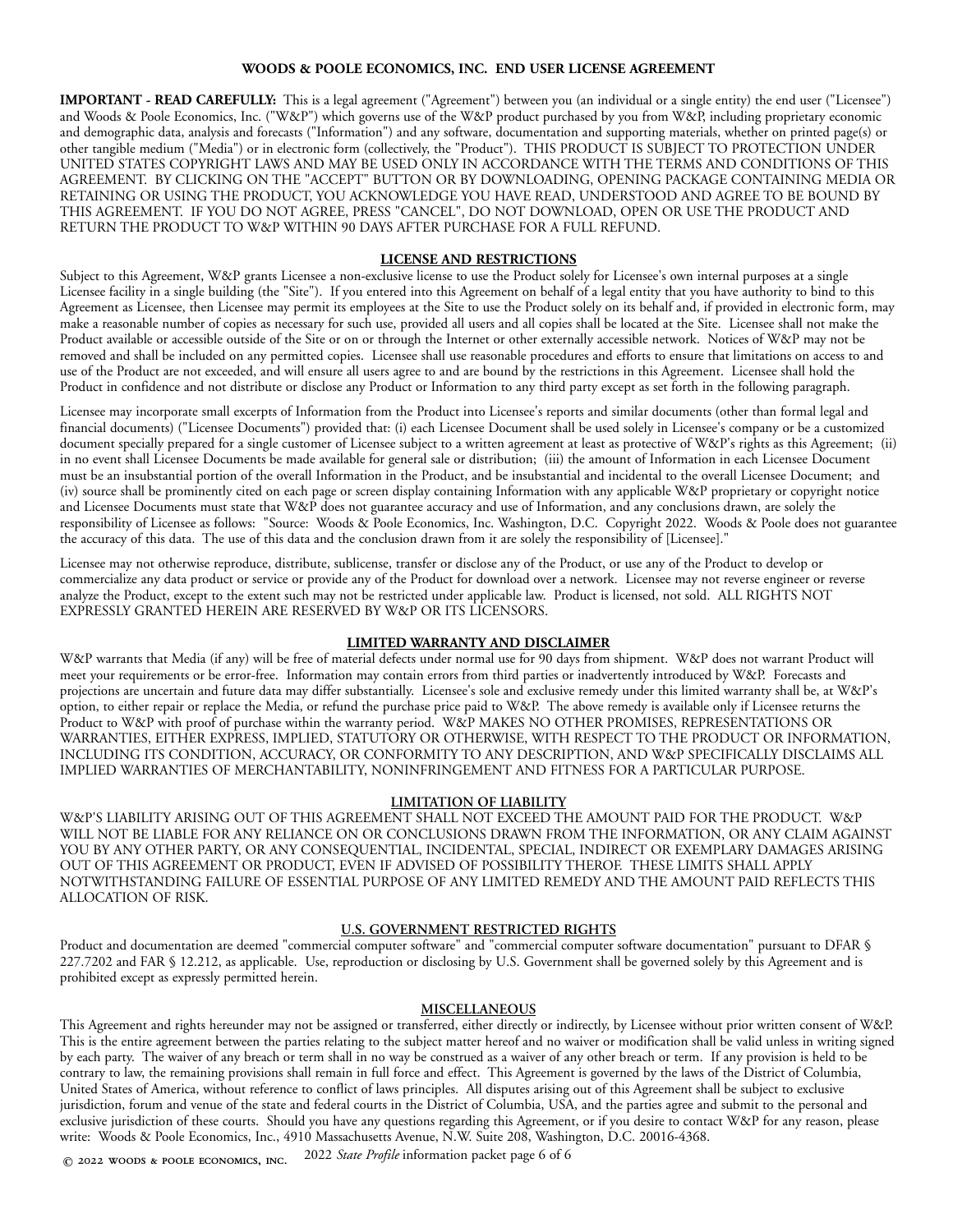# WOODS & POOLE ECONOMICS, INC. END USER LICENSE AGREEMENT

**IMPORTANT - READ CAREFULLY:** This is a legal agreement ("Agreement") between you (an individual or a single entity) the end user ("Licensee") and Woods & Poole Economics, Inc. ("W&P") which governs use of the W&P product purchased by you from W&P, including proprietary economic and demographic data, analysis and forecasts ("Information") and any software, documentation and supporting materials, whether on printed page(s) or other tangible medium ("Media") or in electronic form (collectively, the "Product"). THIS PRODUCT IS SUBJECT TO PROTECTION UNDER UNITED STATES COPYRIGHT LAWS AND MAY BE USED ONLY IN ACCORDANCE WITH THE TERMS AND CONDITIONS OF THIS AGREEMENT. BY CLICKING ON THE "ACCEPT" BUTTON OR BY DOWNLOADING, OPENING PACKAGE CONTAINING MEDIA OR RETAINING OR USING THE PRODUCT, YOU ACKNOWLEDGE YOU HAVE READ, UNDERSTOOD AND AGREE TO BE BOUND BY THIS AGREEMENT. IF YOU DO NOT AGREE, PRESS "CANCEL", DO NOT DOWNLOAD, OPEN OR USE THE PRODUCT AND RETURN THE PRODUCT TO W&P WITHIN 90 DAYS AFTER PURCHASE FOR A FULL REFUND.

## LICENSE AND RESTRICTIONS

Subject to this Agreement, W&P grants Licensee a non-exclusive license to use the Product solely for Licensee's own internal purposes at a single Licensee facility in a single building (the "Site"). If you entered into this Agreement on behalf of a legal entity that you have authority to bind to this Agreement as Licensee, then Licensee may permit its employees at the Site to use the Product solely on its behalf and, if provided in electronic form, may make a reasonable number of copies as necessary for such use, provided all users and all copies shall be located at the Site. Licensee shall not make the Product available or accessible outside of the Site or on or through the Internet or other externally accessible network. Notices of W&P may not be removed and shall be included on any permitted copies. Licensee shall use reasonable procedures and efforts to ensure that limitations on access to and use of the Product are not exceeded, and will ensure all users agree to and are bound by the restrictions in this Agreement. Licensee shall hold the Product in confidence and not distribute or disclose any Product or Information to any third party except as set forth in the following paragraph.

Licensee may incorporate small excerpts of Information from the Product into Licensee's reports and similar documents (other than formal legal and financial documents) ("Licensee Documents") provided that: (i) each Licensee Document shall be used solely in Licensee's company or be a customized document specially prepared for a single customer of Licensee subject to a written agreement at least as protective of W&P's rights as this Agreement; (ii) in no event shall Licensee Documents be made available for general sale or distribution; (iii) the amount of Information in each Licensee Document must be an insubstantial portion of the overall Information in the Product, and be insubstantial and incidental to the overall Licensee Document; and (iv) source shall be prominently cited on each page or screen display containing Information with any applicable W&P proprietary or copyright notice and Licensee Documents must state that W&P does not guarantee accuracy and use of Information, and any conclusions drawn, are solely the responsibility of Licensee as follows: "Source: Woods & Poole Economics, Inc. Washington, D.C. Copyright 2022. Woods & Poole does not guarantee the accuracy of this data. The use of this data and the conclusion drawn from it are solely the responsibility of [Licensee]."

Licensee may not otherwise reproduce, distribute, sublicense, transfer or disclose any of the Product, or use any of the Product to develop or commercialize any data product or service or provide any of the Product for download over a network. Licensee may not reverse engineer or reverse analyze the Product, except to the extent such may not be restricted under applicable law. Product is licensed, not sold. ALL RIGHTS NOT EXPRESSLY GRANTED HEREIN ARE RESERVED BY W&P OR ITS LICENSORS.

## LIMITED WARRANTY AND DISCLAIMER

W&P warrants that Media (if any) will be free of material defects under normal use for 90 days from shipment. W&P does not warrant Product will meet your requirements or be error-free. Information may contain errors from third parties or inadvertently introduced by W&P. Forecasts and projections are uncertain and future data may differ substantially. Licensee's sole and exclusive remedy under this limited warranty shall be, at W&P's option, to either repair or replace the Media, or refund the purchase price paid to W&P. The above remedy is available only if Licensee returns the Product to W&P with proof of purchase within the warranty period. W&P MAKES NO OTHER PROMISES, REPRESENTATIONS OR WARRANTIES, EITHER EXPRESS, IMPLIED, STATUTORY OR OTHERWISE, WITH RESPECT TO THE PRODUCT OR INFORMATION, INCLUDING ITS CONDITION, ACCURACY, OR CONFORMITY TO ANY DESCRIPTION, AND W&P SPECIFICALLY DISCLAIMS ALL IMPLIED WARRANTIES OF MERCHANTABILITY, NONINFRINGEMENT AND FITNESS FOR A PARTICULAR PURPOSE.

## LIMITATION OF LIABILITY

W&P'S LIABILITY ARISING OUT OF THIS AGREEMENT SHALL NOT EXCEED THE AMOUNT PAID FOR THE PRODUCT. W&P WILL NOT BE LIABLE FOR ANY RELIANCE ON OR CONCLUSIONS DRAWN FROM THE INFORMATION, OR ANY CLAIM AGAINST YOU BY ANY OTHER PARTY, OR ANY CONSEQUENTIAL, INCIDENTAL, SPECIAL, INDIRECT OR EXEMPLARY DAMAGES ARISING OUT OF THIS AGREEMENT OR PRODUCT, EVEN IF ADVISED OF POSSIBILITY THEROF. THESE LIMITS SHALL APPLY NOTWITHSTANDING FAILURE OF ESSENTIAL PURPOSE OF ANY LIMITED REMEDY AND THE AMOUNT PAID REFLECTS THIS ALLOCATION OF RISK.

## U.S. GOVERNMENT RESTRICTED RIGHTS

Product and documentation are deemed "commercial computer software" and "commercial computer software documentation" pursuant to DFAR § 227.7202 and FAR § 12.212, as applicable. Use, reproduction or disclosing by U.S. Government shall be governed solely by this Agreement and is prohibited except as expressly permitted herein.

## MISCELLANEOUS

This Agreement and rights hereunder may not be assigned or transferred, either directly or indirectly, by Licensee without prior written consent of W&P. This is the entire agreement between the parties relating to the subject matter hereof and no waiver or modification shall be valid unless in writing signed by each party. The waiver of any breach or term shall in no way be construed as a waiver of any other breach or term. If any provision is held to be contrary to law, the remaining provisions shall remain in full force and effect. This Agreement is governed by the laws of the District of Columbia, United States of America, without reference to conflict of laws principles. All disputes arising out of this Agreement shall be subject to exclusive jurisdiction, forum and venue of the state and federal courts in the District of Columbia, USA, and the parties agree and submit to the personal and exclusive jurisdiction of these courts. Should you have any questions regarding this Agreement, or if you desire to contact W&P for any reason, please write: Woods & Poole Economics, Inc., 4910 Massachusetts Avenue, N.W. Suite 208, Washington, D.C. 20016-4368.